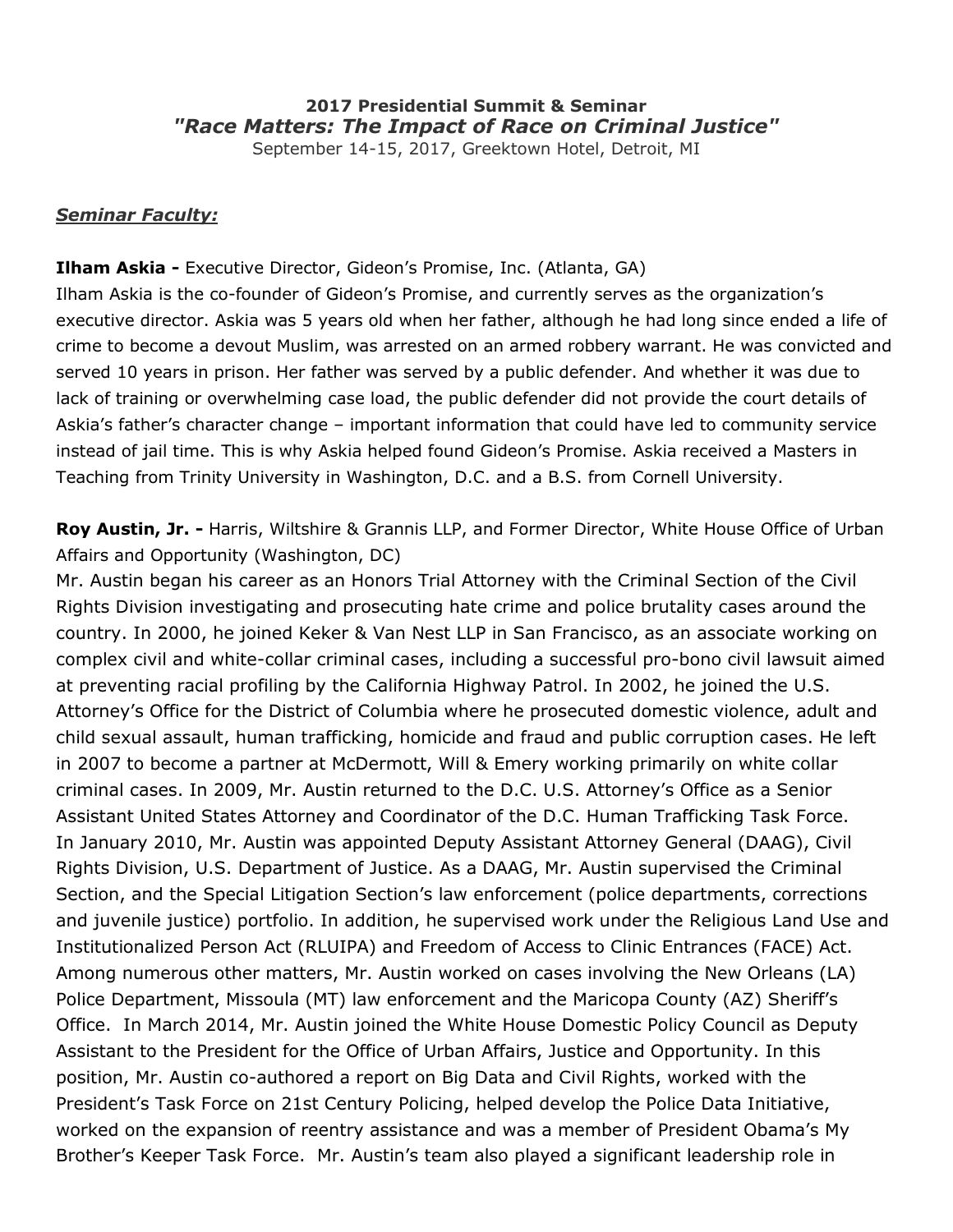**2017 Presidential Summit & Seminar**
***"Race Matters: The Impact of Race on Criminal Justice"***
September 14-15, 2017, Greektown Hotel, Detroit, MI

***Seminar Faculty:***

**Ilham Askia -** Executive Director, Gideon's Promise, Inc. (Atlanta, GA)
Ilham Askia is the co-founder of Gideon's Promise, and currently serves as the organization's executive director. Askia was 5 years old when her father, although he had long since ended a life of crime to become a devout Muslim, was arrested on an armed robbery warrant. He was convicted and served 10 years in prison. Her father was served by a public defender. And whether it was due to lack of training or overwhelming case load, the public defender did not provide the court details of Askia's father's character change – important information that could have led to community service instead of jail time. This is why Askia helped found Gideon's Promise. Askia received a Masters in Teaching from Trinity University in Washington, D.C. and a B.S. from Cornell University.

**Roy Austin, Jr. -** Harris, Wiltshire & Grannis LLP, and Former Director, White House Office of Urban Affairs and Opportunity (Washington, DC)
Mr. Austin began his career as an Honors Trial Attorney with the Criminal Section of the Civil Rights Division investigating and prosecuting hate crime and police brutality cases around the country. In 2000, he joined Keker & Van Nest LLP in San Francisco, as an associate working on complex civil and white-collar criminal cases, including a successful pro-bono civil lawsuit aimed at preventing racial profiling by the California Highway Patrol. In 2002, he joined the U.S. Attorney's Office for the District of Columbia where he prosecuted domestic violence, adult and child sexual assault, human trafficking, homicide and fraud and public corruption cases. He left in 2007 to become a partner at McDermott, Will & Emery working primarily on white collar criminal cases. In 2009, Mr. Austin returned to the D.C. U.S. Attorney's Office as a Senior Assistant United States Attorney and Coordinator of the D.C. Human Trafficking Task Force. In January 2010, Mr. Austin was appointed Deputy Assistant Attorney General (DAAG), Civil Rights Division, U.S. Department of Justice. As a DAAG, Mr. Austin supervised the Criminal Section, and the Special Litigation Section's law enforcement (police departments, corrections and juvenile justice) portfolio. In addition, he supervised work under the Religious Land Use and Institutionalized Person Act (RLUIPA) and Freedom of Access to Clinic Entrances (FACE) Act. Among numerous other matters, Mr. Austin worked on cases involving the New Orleans (LA) Police Department, Missoula (MT) law enforcement and the Maricopa County (AZ) Sheriff's Office. In March 2014, Mr. Austin joined the White House Domestic Policy Council as Deputy Assistant to the President for the Office of Urban Affairs, Justice and Opportunity. In this position, Mr. Austin co-authored a report on Big Data and Civil Rights, worked with the President's Task Force on 21st Century Policing, helped develop the Police Data Initiative, worked on the expansion of reentry assistance and was a member of President Obama's My Brother's Keeper Task Force. Mr. Austin's team also played a significant leadership role in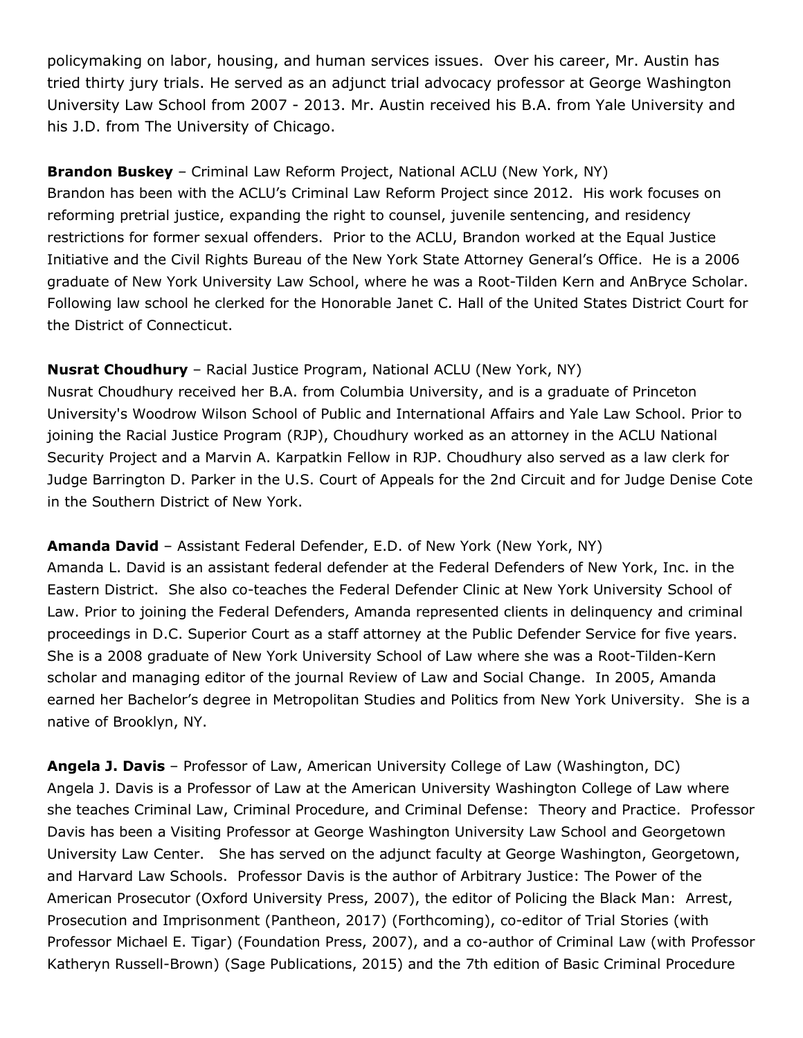policymaking on labor, housing, and human services issues. Over his career, Mr. Austin has tried thirty jury trials. He served as an adjunct trial advocacy professor at George Washington University Law School from 2007 - 2013. Mr. Austin received his B.A. from Yale University and his J.D. from The University of Chicago.

**Brandon Buskey** – Criminal Law Reform Project, National ACLU (New York, NY)
Brandon has been with the ACLU's Criminal Law Reform Project since 2012. His work focuses on reforming pretrial justice, expanding the right to counsel, juvenile sentencing, and residency restrictions for former sexual offenders. Prior to the ACLU, Brandon worked at the Equal Justice Initiative and the Civil Rights Bureau of the New York State Attorney General's Office. He is a 2006 graduate of New York University Law School, where he was a Root-Tilden Kern and AnBryce Scholar. Following law school he clerked for the Honorable Janet C. Hall of the United States District Court for the District of Connecticut.

**Nusrat Choudhury** – Racial Justice Program, National ACLU (New York, NY)
Nusrat Choudhury received her B.A. from Columbia University, and is a graduate of Princeton University's Woodrow Wilson School of Public and International Affairs and Yale Law School. Prior to joining the Racial Justice Program (RJP), Choudhury worked as an attorney in the ACLU National Security Project and a Marvin A. Karpatkin Fellow in RJP. Choudhury also served as a law clerk for Judge Barrington D. Parker in the U.S. Court of Appeals for the 2nd Circuit and for Judge Denise Cote in the Southern District of New York.

**Amanda David** – Assistant Federal Defender, E.D. of New York (New York, NY)
Amanda L. David is an assistant federal defender at the Federal Defenders of New York, Inc. in the Eastern District. She also co-teaches the Federal Defender Clinic at New York University School of Law. Prior to joining the Federal Defenders, Amanda represented clients in delinquency and criminal proceedings in D.C. Superior Court as a staff attorney at the Public Defender Service for five years. She is a 2008 graduate of New York University School of Law where she was a Root-Tilden-Kern scholar and managing editor of the journal Review of Law and Social Change. In 2005, Amanda earned her Bachelor's degree in Metropolitan Studies and Politics from New York University. She is a native of Brooklyn, NY.

**Angela J. Davis** – Professor of Law, American University College of Law (Washington, DC)
Angela J. Davis is a Professor of Law at the American University Washington College of Law where she teaches Criminal Law, Criminal Procedure, and Criminal Defense: Theory and Practice. Professor Davis has been a Visiting Professor at George Washington University Law School and Georgetown University Law Center. She has served on the adjunct faculty at George Washington, Georgetown, and Harvard Law Schools. Professor Davis is the author of Arbitrary Justice: The Power of the American Prosecutor (Oxford University Press, 2007), the editor of Policing the Black Man: Arrest, Prosecution and Imprisonment (Pantheon, 2017) (Forthcoming), co-editor of Trial Stories (with Professor Michael E. Tigar) (Foundation Press, 2007), and a co-author of Criminal Law (with Professor Katheryn Russell-Brown) (Sage Publications, 2015) and the 7th edition of Basic Criminal Procedure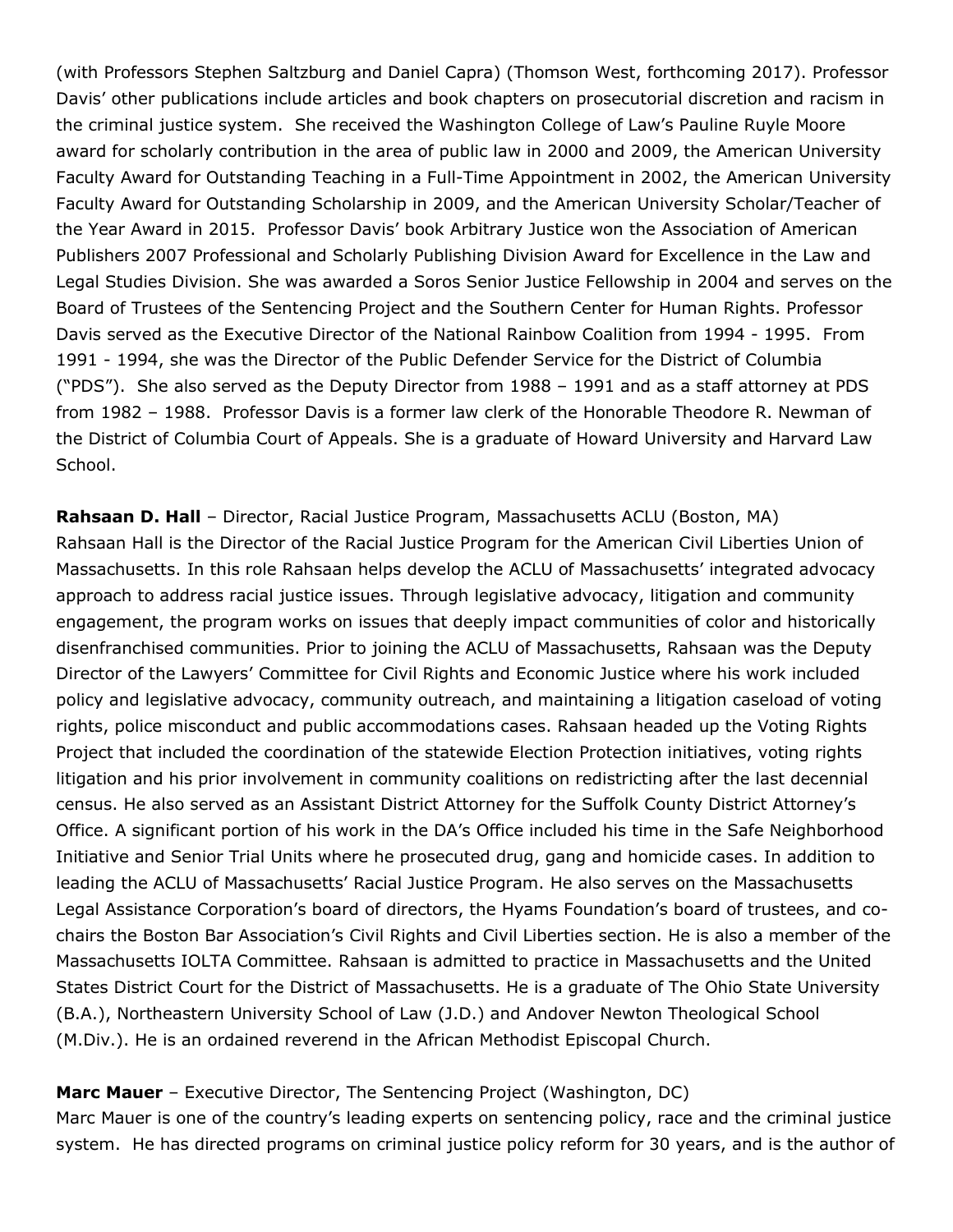(with Professors Stephen Saltzburg and Daniel Capra) (Thomson West, forthcoming 2017). Professor Davis' other publications include articles and book chapters on prosecutorial discretion and racism in the criminal justice system. She received the Washington College of Law's Pauline Ruyle Moore award for scholarly contribution in the area of public law in 2000 and 2009, the American University Faculty Award for Outstanding Teaching in a Full-Time Appointment in 2002, the American University Faculty Award for Outstanding Scholarship in 2009, and the American University Scholar/Teacher of the Year Award in 2015. Professor Davis' book Arbitrary Justice won the Association of American Publishers 2007 Professional and Scholarly Publishing Division Award for Excellence in the Law and Legal Studies Division. She was awarded a Soros Senior Justice Fellowship in 2004 and serves on the Board of Trustees of the Sentencing Project and the Southern Center for Human Rights. Professor Davis served as the Executive Director of the National Rainbow Coalition from 1994 - 1995. From 1991 - 1994, she was the Director of the Public Defender Service for the District of Columbia ("PDS"). She also served as the Deputy Director from 1988 – 1991 and as a staff attorney at PDS from 1982 – 1988. Professor Davis is a former law clerk of the Honorable Theodore R. Newman of the District of Columbia Court of Appeals. She is a graduate of Howard University and Harvard Law School.

**Rahsaan D. Hall** – Director, Racial Justice Program, Massachusetts ACLU (Boston, MA)
Rahsaan Hall is the Director of the Racial Justice Program for the American Civil Liberties Union of Massachusetts. In this role Rahsaan helps develop the ACLU of Massachusetts' integrated advocacy approach to address racial justice issues. Through legislative advocacy, litigation and community engagement, the program works on issues that deeply impact communities of color and historically disenfranchised communities. Prior to joining the ACLU of Massachusetts, Rahsaan was the Deputy Director of the Lawyers' Committee for Civil Rights and Economic Justice where his work included policy and legislative advocacy, community outreach, and maintaining a litigation caseload of voting rights, police misconduct and public accommodations cases. Rahsaan headed up the Voting Rights Project that included the coordination of the statewide Election Protection initiatives, voting rights litigation and his prior involvement in community coalitions on redistricting after the last decennial census. He also served as an Assistant District Attorney for the Suffolk County District Attorney's Office. A significant portion of his work in the DA's Office included his time in the Safe Neighborhood Initiative and Senior Trial Units where he prosecuted drug, gang and homicide cases. In addition to leading the ACLU of Massachusetts' Racial Justice Program. He also serves on the Massachusetts Legal Assistance Corporation's board of directors, the Hyams Foundation's board of trustees, and co-chairs the Boston Bar Association's Civil Rights and Civil Liberties section. He is also a member of the Massachusetts IOLTA Committee. Rahsaan is admitted to practice in Massachusetts and the United States District Court for the District of Massachusetts. He is a graduate of The Ohio State University (B.A.), Northeastern University School of Law (J.D.) and Andover Newton Theological School (M.Div.). He is an ordained reverend in the African Methodist Episcopal Church.

**Marc Mauer** – Executive Director, The Sentencing Project (Washington, DC)
Marc Mauer is one of the country's leading experts on sentencing policy, race and the criminal justice system. He has directed programs on criminal justice policy reform for 30 years, and is the author of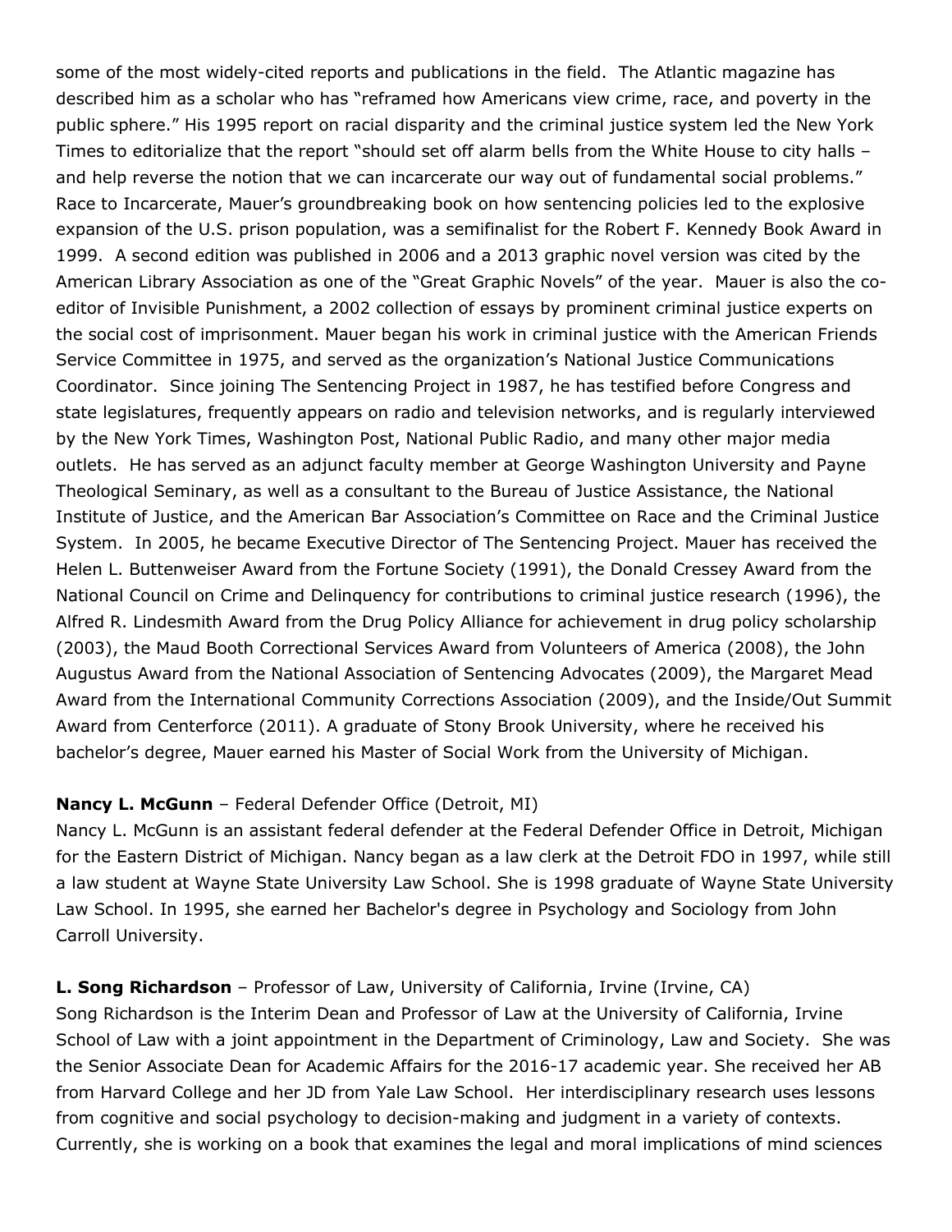some of the most widely-cited reports and publications in the field. The Atlantic magazine has described him as a scholar who has "reframed how Americans view crime, race, and poverty in the public sphere." His 1995 report on racial disparity and the criminal justice system led the New York Times to editorialize that the report "should set off alarm bells from the White House to city halls – and help reverse the notion that we can incarcerate our way out of fundamental social problems." Race to Incarcerate, Mauer's groundbreaking book on how sentencing policies led to the explosive expansion of the U.S. prison population, was a semifinalist for the Robert F. Kennedy Book Award in 1999. A second edition was published in 2006 and a 2013 graphic novel version was cited by the American Library Association as one of the "Great Graphic Novels" of the year. Mauer is also the co-editor of Invisible Punishment, a 2002 collection of essays by prominent criminal justice experts on the social cost of imprisonment. Mauer began his work in criminal justice with the American Friends Service Committee in 1975, and served as the organization's National Justice Communications Coordinator. Since joining The Sentencing Project in 1987, he has testified before Congress and state legislatures, frequently appears on radio and television networks, and is regularly interviewed by the New York Times, Washington Post, National Public Radio, and many other major media outlets. He has served as an adjunct faculty member at George Washington University and Payne Theological Seminary, as well as a consultant to the Bureau of Justice Assistance, the National Institute of Justice, and the American Bar Association's Committee on Race and the Criminal Justice System. In 2005, he became Executive Director of The Sentencing Project. Mauer has received the Helen L. Buttenweiser Award from the Fortune Society (1991), the Donald Cressey Award from the National Council on Crime and Delinquency for contributions to criminal justice research (1996), the Alfred R. Lindesmith Award from the Drug Policy Alliance for achievement in drug policy scholarship (2003), the Maud Booth Correctional Services Award from Volunteers of America (2008), the John Augustus Award from the National Association of Sentencing Advocates (2009), the Margaret Mead Award from the International Community Corrections Association (2009), and the Inside/Out Summit Award from Centerforce (2011). A graduate of Stony Brook University, where he received his bachelor's degree, Mauer earned his Master of Social Work from the University of Michigan.

**Nancy L. McGunn** – Federal Defender Office (Detroit, MI)
Nancy L. McGunn is an assistant federal defender at the Federal Defender Office in Detroit, Michigan for the Eastern District of Michigan. Nancy began as a law clerk at the Detroit FDO in 1997, while still a law student at Wayne State University Law School. She is 1998 graduate of Wayne State University Law School. In 1995, she earned her Bachelor's degree in Psychology and Sociology from John Carroll University.

**L. Song Richardson** – Professor of Law, University of California, Irvine (Irvine, CA)
Song Richardson is the Interim Dean and Professor of Law at the University of California, Irvine School of Law with a joint appointment in the Department of Criminology, Law and Society. She was the Senior Associate Dean for Academic Affairs for the 2016-17 academic year. She received her AB from Harvard College and her JD from Yale Law School. Her interdisciplinary research uses lessons from cognitive and social psychology to decision-making and judgment in a variety of contexts. Currently, she is working on a book that examines the legal and moral implications of mind sciences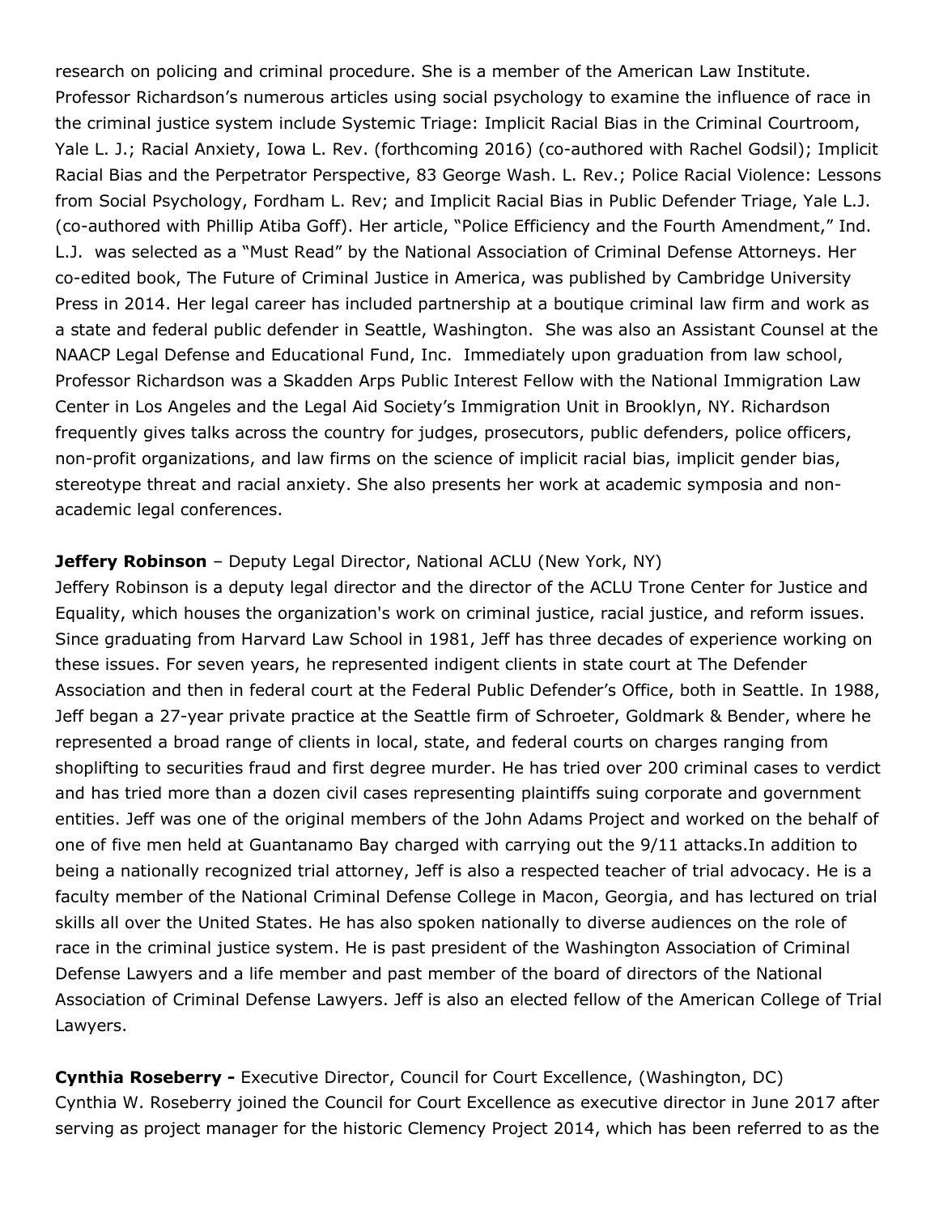research on policing and criminal procedure. She is a member of the American Law Institute. Professor Richardson's numerous articles using social psychology to examine the influence of race in the criminal justice system include Systemic Triage: Implicit Racial Bias in the Criminal Courtroom, Yale L. J.; Racial Anxiety, Iowa L. Rev. (forthcoming 2016) (co-authored with Rachel Godsil); Implicit Racial Bias and the Perpetrator Perspective, 83 George Wash. L. Rev.; Police Racial Violence: Lessons from Social Psychology, Fordham L. Rev; and Implicit Racial Bias in Public Defender Triage, Yale L.J. (co-authored with Phillip Atiba Goff). Her article, "Police Efficiency and the Fourth Amendment," Ind. L.J. was selected as a "Must Read" by the National Association of Criminal Defense Attorneys. Her co-edited book, The Future of Criminal Justice in America, was published by Cambridge University Press in 2014. Her legal career has included partnership at a boutique criminal law firm and work as a state and federal public defender in Seattle, Washington. She was also an Assistant Counsel at the NAACP Legal Defense and Educational Fund, Inc. Immediately upon graduation from law school, Professor Richardson was a Skadden Arps Public Interest Fellow with the National Immigration Law Center in Los Angeles and the Legal Aid Society's Immigration Unit in Brooklyn, NY. Richardson frequently gives talks across the country for judges, prosecutors, public defenders, police officers, non-profit organizations, and law firms on the science of implicit racial bias, implicit gender bias, stereotype threat and racial anxiety. She also presents her work at academic symposia and non-academic legal conferences.

**Jeffery Robinson** – Deputy Legal Director, National ACLU (New York, NY)
Jeffery Robinson is a deputy legal director and the director of the ACLU Trone Center for Justice and Equality, which houses the organization's work on criminal justice, racial justice, and reform issues. Since graduating from Harvard Law School in 1981, Jeff has three decades of experience working on these issues. For seven years, he represented indigent clients in state court at The Defender Association and then in federal court at the Federal Public Defender's Office, both in Seattle. In 1988, Jeff began a 27-year private practice at the Seattle firm of Schroeter, Goldmark & Bender, where he represented a broad range of clients in local, state, and federal courts on charges ranging from shoplifting to securities fraud and first degree murder. He has tried over 200 criminal cases to verdict and has tried more than a dozen civil cases representing plaintiffs suing corporate and government entities. Jeff was one of the original members of the John Adams Project and worked on the behalf of one of five men held at Guantanamo Bay charged with carrying out the 9/11 attacks.In addition to being a nationally recognized trial attorney, Jeff is also a respected teacher of trial advocacy. He is a faculty member of the National Criminal Defense College in Macon, Georgia, and has lectured on trial skills all over the United States. He has also spoken nationally to diverse audiences on the role of race in the criminal justice system. He is past president of the Washington Association of Criminal Defense Lawyers and a life member and past member of the board of directors of the National Association of Criminal Defense Lawyers. Jeff is also an elected fellow of the American College of Trial Lawyers.

**Cynthia Roseberry -** Executive Director, Council for Court Excellence, (Washington, DC)
Cynthia W. Roseberry joined the Council for Court Excellence as executive director in June 2017 after serving as project manager for the historic Clemency Project 2014, which has been referred to as the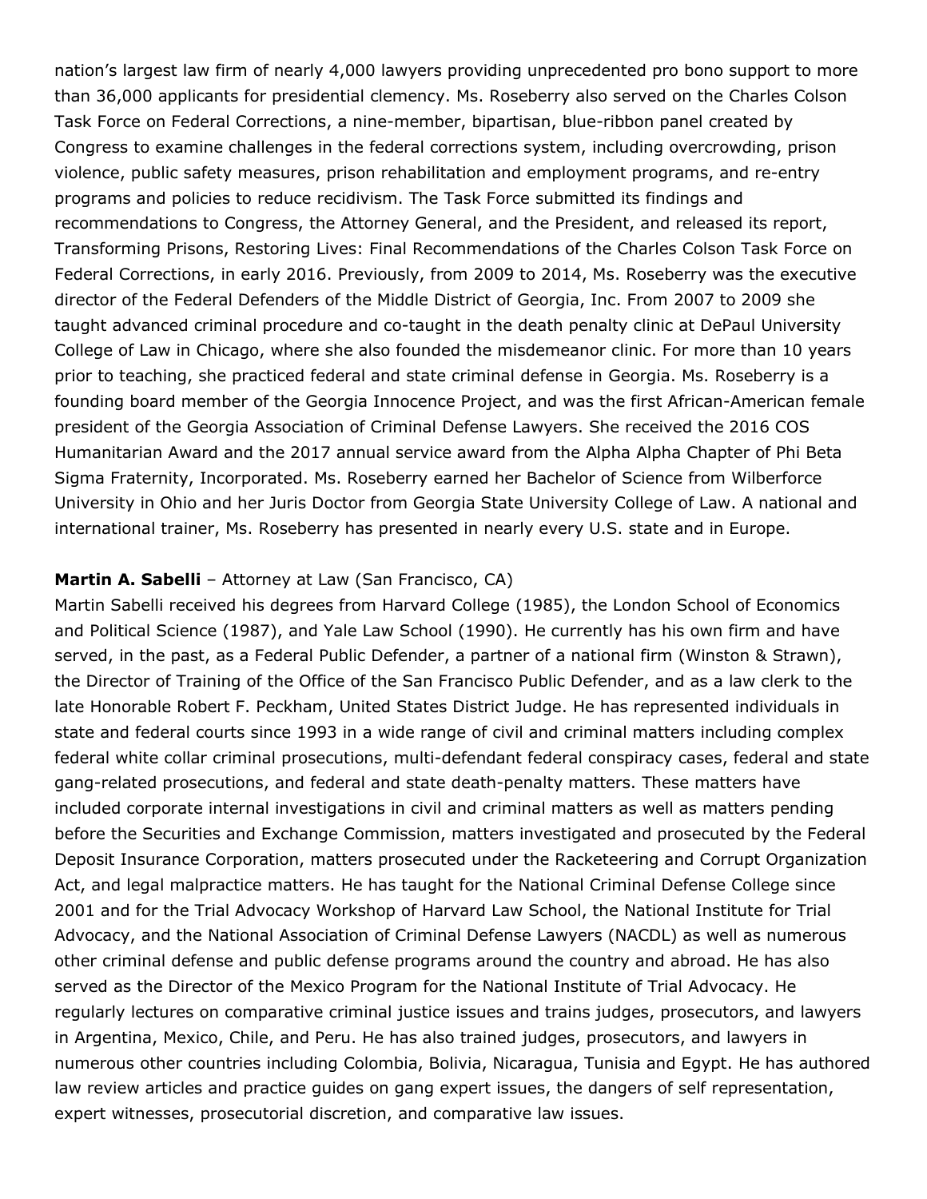nation's largest law firm of nearly 4,000 lawyers providing unprecedented pro bono support to more than 36,000 applicants for presidential clemency. Ms. Roseberry also served on the Charles Colson Task Force on Federal Corrections, a nine-member, bipartisan, blue-ribbon panel created by Congress to examine challenges in the federal corrections system, including overcrowding, prison violence, public safety measures, prison rehabilitation and employment programs, and re-entry programs and policies to reduce recidivism. The Task Force submitted its findings and recommendations to Congress, the Attorney General, and the President, and released its report, Transforming Prisons, Restoring Lives: Final Recommendations of the Charles Colson Task Force on Federal Corrections, in early 2016. Previously, from 2009 to 2014, Ms. Roseberry was the executive director of the Federal Defenders of the Middle District of Georgia, Inc. From 2007 to 2009 she taught advanced criminal procedure and co-taught in the death penalty clinic at DePaul University College of Law in Chicago, where she also founded the misdemeanor clinic. For more than 10 years prior to teaching, she practiced federal and state criminal defense in Georgia. Ms. Roseberry is a founding board member of the Georgia Innocence Project, and was the first African-American female president of the Georgia Association of Criminal Defense Lawyers. She received the 2016 COS Humanitarian Award and the 2017 annual service award from the Alpha Alpha Chapter of Phi Beta Sigma Fraternity, Incorporated. Ms. Roseberry earned her Bachelor of Science from Wilberforce University in Ohio and her Juris Doctor from Georgia State University College of Law. A national and international trainer, Ms. Roseberry has presented in nearly every U.S. state and in Europe.

**Martin A. Sabelli** – Attorney at Law (San Francisco, CA)
Martin Sabelli received his degrees from Harvard College (1985), the London School of Economics and Political Science (1987), and Yale Law School (1990). He currently has his own firm and have served, in the past, as a Federal Public Defender, a partner of a national firm (Winston & Strawn), the Director of Training of the Office of the San Francisco Public Defender, and as a law clerk to the late Honorable Robert F. Peckham, United States District Judge. He has represented individuals in state and federal courts since 1993 in a wide range of civil and criminal matters including complex federal white collar criminal prosecutions, multi-defendant federal conspiracy cases, federal and state gang-related prosecutions, and federal and state death-penalty matters. These matters have included corporate internal investigations in civil and criminal matters as well as matters pending before the Securities and Exchange Commission, matters investigated and prosecuted by the Federal Deposit Insurance Corporation, matters prosecuted under the Racketeering and Corrupt Organization Act, and legal malpractice matters. He has taught for the National Criminal Defense College since 2001 and for the Trial Advocacy Workshop of Harvard Law School, the National Institute for Trial Advocacy, and the National Association of Criminal Defense Lawyers (NACDL) as well as numerous other criminal defense and public defense programs around the country and abroad. He has also served as the Director of the Mexico Program for the National Institute of Trial Advocacy. He regularly lectures on comparative criminal justice issues and trains judges, prosecutors, and lawyers in Argentina, Mexico, Chile, and Peru. He has also trained judges, prosecutors, and lawyers in numerous other countries including Colombia, Bolivia, Nicaragua, Tunisia and Egypt. He has authored law review articles and practice guides on gang expert issues, the dangers of self representation, expert witnesses, prosecutorial discretion, and comparative law issues.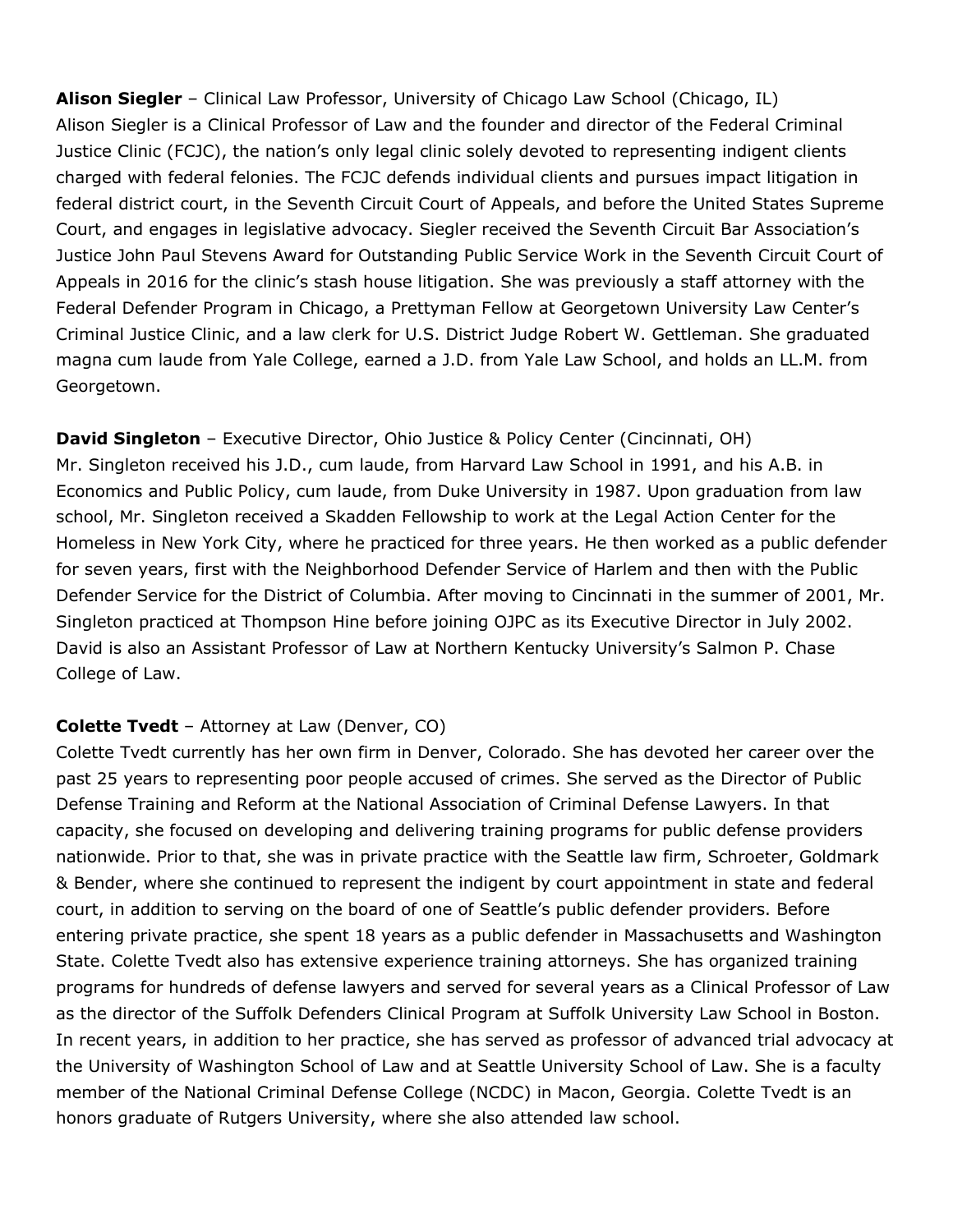**Alison Siegler** – Clinical Law Professor, University of Chicago Law School (Chicago, IL)
Alison Siegler is a Clinical Professor of Law and the founder and director of the Federal Criminal Justice Clinic (FCJC), the nation's only legal clinic solely devoted to representing indigent clients charged with federal felonies. The FCJC defends individual clients and pursues impact litigation in federal district court, in the Seventh Circuit Court of Appeals, and before the United States Supreme Court, and engages in legislative advocacy. Siegler received the Seventh Circuit Bar Association's Justice John Paul Stevens Award for Outstanding Public Service Work in the Seventh Circuit Court of Appeals in 2016 for the clinic's stash house litigation. She was previously a staff attorney with the Federal Defender Program in Chicago, a Prettyman Fellow at Georgetown University Law Center's Criminal Justice Clinic, and a law clerk for U.S. District Judge Robert W. Gettleman. She graduated magna cum laude from Yale College, earned a J.D. from Yale Law School, and holds an LL.M. from Georgetown.

**David Singleton** – Executive Director, Ohio Justice & Policy Center (Cincinnati, OH)
Mr. Singleton received his J.D., cum laude, from Harvard Law School in 1991, and his A.B. in Economics and Public Policy, cum laude, from Duke University in 1987. Upon graduation from law school, Mr. Singleton received a Skadden Fellowship to work at the Legal Action Center for the Homeless in New York City, where he practiced for three years. He then worked as a public defender for seven years, first with the Neighborhood Defender Service of Harlem and then with the Public Defender Service for the District of Columbia. After moving to Cincinnati in the summer of 2001, Mr. Singleton practiced at Thompson Hine before joining OJPC as its Executive Director in July 2002. David is also an Assistant Professor of Law at Northern Kentucky University's Salmon P. Chase College of Law.

**Colette Tvedt** – Attorney at Law (Denver, CO)
Colette Tvedt currently has her own firm in Denver, Colorado. She has devoted her career over the past 25 years to representing poor people accused of crimes. She served as the Director of Public Defense Training and Reform at the National Association of Criminal Defense Lawyers. In that capacity, she focused on developing and delivering training programs for public defense providers nationwide. Prior to that, she was in private practice with the Seattle law firm, Schroeter, Goldmark & Bender, where she continued to represent the indigent by court appointment in state and federal court, in addition to serving on the board of one of Seattle's public defender providers. Before entering private practice, she spent 18 years as a public defender in Massachusetts and Washington State. Colette Tvedt also has extensive experience training attorneys. She has organized training programs for hundreds of defense lawyers and served for several years as a Clinical Professor of Law as the director of the Suffolk Defenders Clinical Program at Suffolk University Law School in Boston. In recent years, in addition to her practice, she has served as professor of advanced trial advocacy at the University of Washington School of Law and at Seattle University School of Law. She is a faculty member of the National Criminal Defense College (NCDC) in Macon, Georgia. Colette Tvedt is an honors graduate of Rutgers University, where she also attended law school.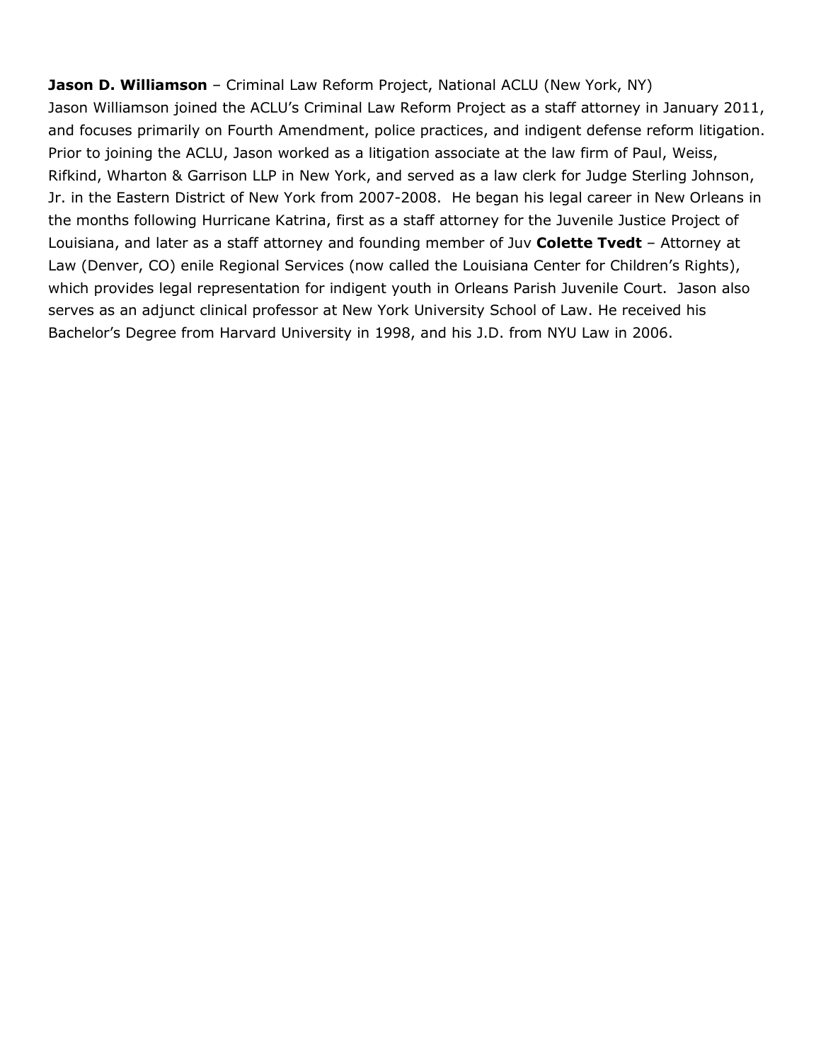**Jason D. Williamson** – Criminal Law Reform Project, National ACLU (New York, NY)
Jason Williamson joined the ACLU's Criminal Law Reform Project as a staff attorney in January 2011, and focuses primarily on Fourth Amendment, police practices, and indigent defense reform litigation. Prior to joining the ACLU, Jason worked as a litigation associate at the law firm of Paul, Weiss, Rifkind, Wharton & Garrison LLP in New York, and served as a law clerk for Judge Sterling Johnson, Jr. in the Eastern District of New York from 2007-2008. He began his legal career in New Orleans in the months following Hurricane Katrina, first as a staff attorney for the Juvenile Justice Project of Louisiana, and later as a staff attorney and founding member of Juv **Colette Tvedt** – Attorney at Law (Denver, CO) enile Regional Services (now called the Louisiana Center for Children's Rights), which provides legal representation for indigent youth in Orleans Parish Juvenile Court. Jason also serves as an adjunct clinical professor at New York University School of Law. He received his Bachelor's Degree from Harvard University in 1998, and his J.D. from NYU Law in 2006.